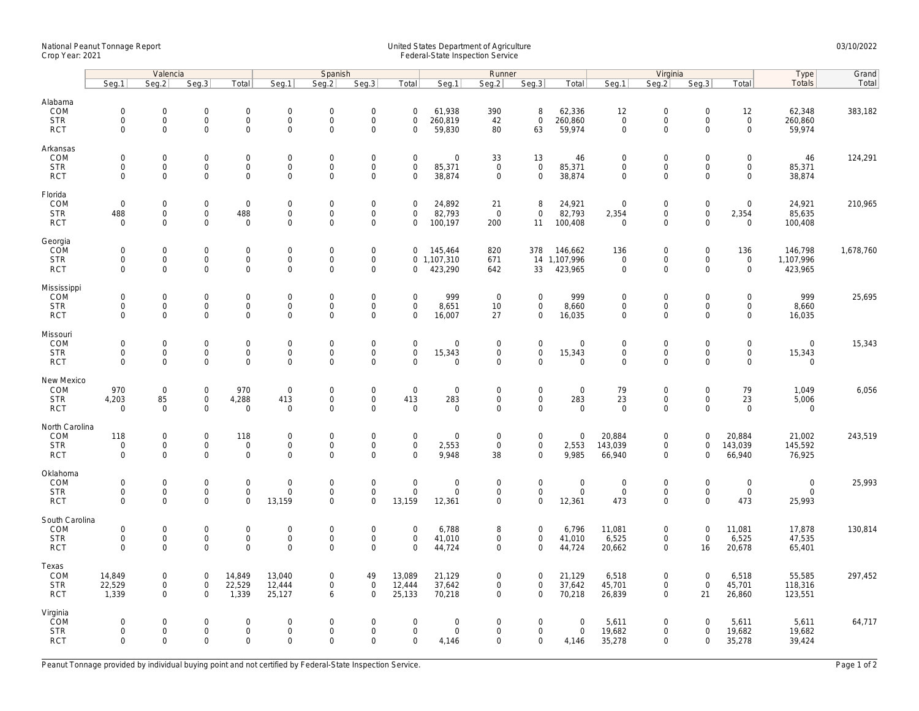National Peanut Tonnage Report
Crop Year: 2021

United States Department of Agriculture
Federal-State Inspection Service

03/10/2022

| | Valencia | | | | Spanish | | | | Runner | | | | Virginia | | | | Type | Grand |
|---|---|---|---|---|---|---|---|---|---|---|---|---|---|---|---|---|---|---|
| | Seg.1 | Seg.2 | Seg.3 | Total | Seg.1 | Seg.2 | Seg.3 | Total | Seg.1 | Seg.2 | Seg.3 | Total | Seg.1 | Seg.2 | Seg.3 | Total | Totals | Total |
| **Alabama** | | | | | | | | | | | | | | | | | | |
| COM | 0 | 0 | 0 | 0 | 0 | 0 | 0 | 0 | 61,938 | 390 | 8 | 62,336 | 12 | 0 | 0 | 12 | 62,348 | 383,182 |
| STR | 0 | 0 | 0 | 0 | 0 | 0 | 0 | 0 | 260,819 | 42 | 0 | 260,860 | 0 | 0 | 0 | 0 | 260,860 | |
| RCT | 0 | 0 | 0 | 0 | 0 | 0 | 0 | 0 | 59,830 | 80 | 63 | 59,974 | 0 | 0 | 0 | 0 | 59,974 | |
| **Arkansas** | | | | | | | | | | | | | | | | | | |
| COM | 0 | 0 | 0 | 0 | 0 | 0 | 0 | 0 | 0 | 33 | 13 | 46 | 0 | 0 | 0 | 0 | 46 | 124,291 |
| STR | 0 | 0 | 0 | 0 | 0 | 0 | 0 | 0 | 85,371 | 0 | 0 | 85,371 | 0 | 0 | 0 | 0 | 85,371 | |
| RCT | 0 | 0 | 0 | 0 | 0 | 0 | 0 | 0 | 38,874 | 0 | 0 | 38,874 | 0 | 0 | 0 | 0 | 38,874 | |
| **Florida** | | | | | | | | | | | | | | | | | | |
| COM | 0 | 0 | 0 | 0 | 0 | 0 | 0 | 0 | 24,892 | 21 | 8 | 24,921 | 0 | 0 | 0 | 0 | 24,921 | 210,965 |
| STR | 488 | 0 | 0 | 488 | 0 | 0 | 0 | 0 | 82,793 | 0 | 0 | 82,793 | 2,354 | 0 | 0 | 2,354 | 85,635 | |
| RCT | 0 | 0 | 0 | 0 | 0 | 0 | 0 | 0 | 100,197 | 200 | 11 | 100,408 | 0 | 0 | 0 | 0 | 100,408 | |
| **Georgia** | | | | | | | | | | | | | | | | | | |
| COM | 0 | 0 | 0 | 0 | 0 | 0 | 0 | 0 | 145,464 | 820 | 378 | 146,662 | 136 | 0 | 0 | 136 | 146,798 | 1,678,760 |
| STR | 0 | 0 | 0 | 0 | 0 | 0 | 0 | 0 | 1,107,310 | 671 | 14 | 1,107,996 | 0 | 0 | 0 | 0 | 1,107,996 | |
| RCT | 0 | 0 | 0 | 0 | 0 | 0 | 0 | 0 | 423,290 | 642 | 33 | 423,965 | 0 | 0 | 0 | 0 | 423,965 | |
| **Mississippi** | | | | | | | | | | | | | | | | | | |
| COM | 0 | 0 | 0 | 0 | 0 | 0 | 0 | 0 | 999 | 0 | 0 | 999 | 0 | 0 | 0 | 0 | 999 | 25,695 |
| STR | 0 | 0 | 0 | 0 | 0 | 0 | 0 | 0 | 8,651 | 10 | 0 | 8,660 | 0 | 0 | 0 | 0 | 8,660 | |
| RCT | 0 | 0 | 0 | 0 | 0 | 0 | 0 | 0 | 16,007 | 27 | 0 | 16,035 | 0 | 0 | 0 | 0 | 16,035 | |
| **Missouri** | | | | | | | | | | | | | | | | | | |
| COM | 0 | 0 | 0 | 0 | 0 | 0 | 0 | 0 | 0 | 0 | 0 | 0 | 0 | 0 | 0 | 0 | 0 | 15,343 |
| STR | 0 | 0 | 0 | 0 | 0 | 0 | 0 | 0 | 15,343 | 0 | 0 | 15,343 | 0 | 0 | 0 | 0 | 15,343 | |
| RCT | 0 | 0 | 0 | 0 | 0 | 0 | 0 | 0 | 0 | 0 | 0 | 0 | 0 | 0 | 0 | 0 | 0 | |
| **New Mexico** | | | | | | | | | | | | | | | | | | |
| COM | 970 | 0 | 0 | 970 | 0 | 0 | 0 | 0 | 0 | 0 | 0 | 0 | 79 | 0 | 0 | 79 | 1,049 | 6,056 |
| STR | 4,203 | 85 | 0 | 4,288 | 413 | 0 | 0 | 413 | 283 | 0 | 0 | 283 | 23 | 0 | 0 | 23 | 5,006 | |
| RCT | 0 | 0 | 0 | 0 | 0 | 0 | 0 | 0 | 0 | 0 | 0 | 0 | 0 | 0 | 0 | 0 | 0 | |
| **North Carolina** | | | | | | | | | | | | | | | | | | |
| COM | 118 | 0 | 0 | 118 | 0 | 0 | 0 | 0 | 0 | 0 | 0 | 0 | 20,884 | 0 | 0 | 20,884 | 21,002 | 243,519 |
| STR | 0 | 0 | 0 | 0 | 0 | 0 | 0 | 0 | 2,553 | 0 | 0 | 2,553 | 143,039 | 0 | 0 | 143,039 | 145,592 | |
| RCT | 0 | 0 | 0 | 0 | 0 | 0 | 0 | 0 | 9,948 | 38 | 0 | 9,985 | 66,940 | 0 | 0 | 66,940 | 76,925 | |
| **Oklahoma** | | | | | | | | | | | | | | | | | | |
| COM | 0 | 0 | 0 | 0 | 0 | 0 | 0 | 0 | 0 | 0 | 0 | 0 | 0 | 0 | 0 | 0 | 0 | 25,993 |
| STR | 0 | 0 | 0 | 0 | 0 | 0 | 0 | 0 | 0 | 0 | 0 | 0 | 0 | 0 | 0 | 0 | 0 | |
| RCT | 0 | 0 | 0 | 0 | 13,159 | 0 | 0 | 13,159 | 12,361 | 0 | 0 | 12,361 | 473 | 0 | 0 | 473 | 25,993 | |
| **South Carolina** | | | | | | | | | | | | | | | | | | |
| COM | 0 | 0 | 0 | 0 | 0 | 0 | 0 | 0 | 6,788 | 8 | 0 | 6,796 | 11,081 | 0 | 0 | 11,081 | 17,878 | 130,814 |
| STR | 0 | 0 | 0 | 0 | 0 | 0 | 0 | 0 | 41,010 | 0 | 0 | 41,010 | 6,525 | 0 | 0 | 6,525 | 47,535 | |
| RCT | 0 | 0 | 0 | 0 | 0 | 0 | 0 | 0 | 44,724 | 0 | 0 | 44,724 | 20,662 | 0 | 16 | 20,678 | 65,401 | |
| **Texas** | | | | | | | | | | | | | | | | | | |
| COM | 14,849 | 0 | 0 | 14,849 | 13,040 | 0 | 49 | 13,089 | 21,129 | 0 | 0 | 21,129 | 6,518 | 0 | 0 | 6,518 | 55,585 | 297,452 |
| STR | 22,529 | 0 | 0 | 22,529 | 12,444 | 0 | 0 | 12,444 | 37,642 | 0 | 0 | 37,642 | 45,701 | 0 | 0 | 45,701 | 118,316 | |
| RCT | 1,339 | 0 | 0 | 1,339 | 25,127 | 6 | 0 | 25,133 | 70,218 | 0 | 0 | 70,218 | 26,839 | 0 | 21 | 26,860 | 123,551 | |
| **Virginia** | | | | | | | | | | | | | | | | | | |
| COM | 0 | 0 | 0 | 0 | 0 | 0 | 0 | 0 | 0 | 0 | 0 | 0 | 5,611 | 0 | 0 | 5,611 | 5,611 | 64,717 |
| STR | 0 | 0 | 0 | 0 | 0 | 0 | 0 | 0 | 0 | 0 | 0 | 0 | 19,682 | 0 | 0 | 19,682 | 19,682 | |
| RCT | 0 | 0 | 0 | 0 | 0 | 0 | 0 | 0 | 4,146 | 0 | 0 | 4,146 | 35,278 | 0 | 0 | 35,278 | 39,424 | |

Peanut Tonnage provided by individual buying point and not certified by Federal-State Inspection Service.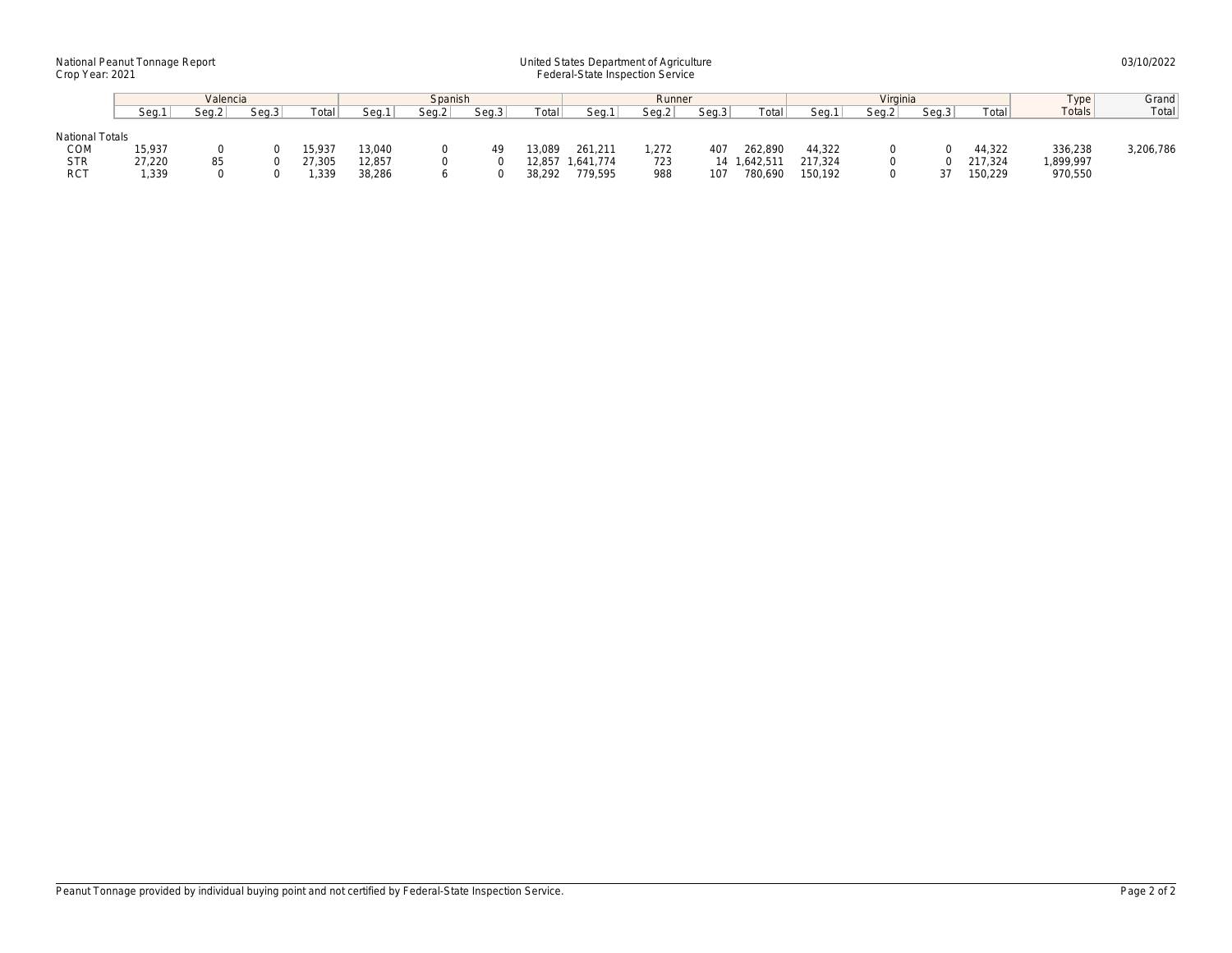National Peanut Tonnage Report
Crop Year: 2021

United States Department of Agriculture
Federal-State Inspection Service

03/10/2022

| | Valencia | | | | Spanish | | | | Runner | | | | Virginia | | | | Type | Grand |
|---|---|---|---|---|---|---|---|---|---|---|---|---|---|---|---|---|---|---|
| | Seg.1 | Seg.2 | Seg.3 | Total | Seg.1 | Seg.2 | Seg.3 | Total | Seg.1 | Seg.2 | Seg.3 | Total | Seg.1 | Seg.2 | Seg.3 | Total | Totals | Total |
| National Totals | | | | | | | | | | | | | | | | | | |
| COM | 15,937 | 0 | 0 | 15,937 | 13,040 | 0 | 49 | 13,089 | 261,211 | 1,272 | 407 | 262,890 | 44,322 | 0 | 0 | 44,322 | 336,238 | 3,206,786 |
| STR | 27,220 | 85 | 0 | 27,305 | 12,857 | 0 | 0 | 12,857 | 1,641,774 | 723 | 14 | 1,642,511 | 217,324 | 0 | 0 | 217,324 | 1,899,997 | |
| RCT | 1,339 | 0 | 0 | 1,339 | 38,286 | 6 | 0 | 38,292 | 779,595 | 988 | 107 | 780,690 | 150,192 | 0 | 37 | 150,229 | 970,550 | |

Peanut Tonnage provided by individual buying point and not certified by Federal-State Inspection Service.